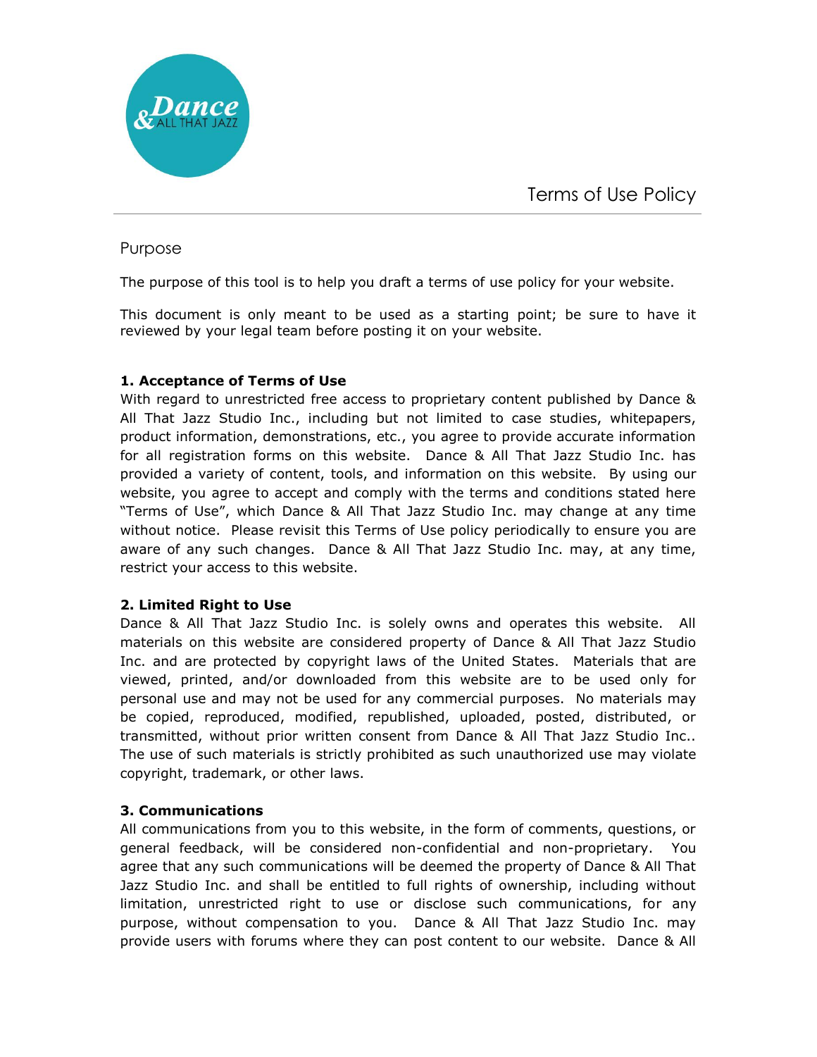# Terms of Use Policy

## Purpose

The purpose of this tool is to help you draft a terms of use policy for your website.

This document is only meant to be used as a starting point; be sure to have it reviewed by your legal team before posting it on your website.

**1. Acceptance of Terms of Use**

With regard to unrestricted free access to proprietary content published by Dance & All That Jazz Studio Inc., including but not limited to case studies, whitepapers, product information, demonstrations, etc., you agree to provide accurate information for all registration forms on this website. Dance & All That Jazz Studio Inc. has provided a variety of content, tools, and information on this website. By using our website, you agree to accept and comply with the terms and conditions stated here "Terms of Use", which Dance & All That Jazz Studio Inc. may change at any time without notice. Please revisit this Terms of Use policy periodically to ensure you are aware of any such changes. Dance & All That Jazz Studio Inc. may, at any time, restrict your access to this website.

**2. Limited Right to Use**

Dance & All That Jazz Studio Inc. is solely owns and operates this website. All materials on this website are considered property of Dance & All That Jazz Studio Inc. and are protected by copyright laws of the United States. Materials that are viewed, printed, and/or downloaded from this website are to be used only for personal use and may not be used for any commercial purposes. No materials may be copied, reproduced, modified, republished, uploaded, posted, distributed, or transmitted, without prior written consent from Dance & All That Jazz Studio Inc.. The use of such materials is strictly prohibited as such unauthorized use may violate copyright, trademark, or other laws.

**3. Communications**

All communications from you to this website, in the form of comments, questions, or general feedback, will be considered non-confidential and non-proprietary. You agree that any such communications will be deemed the property of Dance & All That Jazz Studio Inc. and shall be entitled to full rights of ownership, including without limitation, unrestricted right to use or disclose such communications, for any purpose, without compensation to you. Dance & All That Jazz Studio Inc. may provide users with forums where they can post content to our website. Dance & All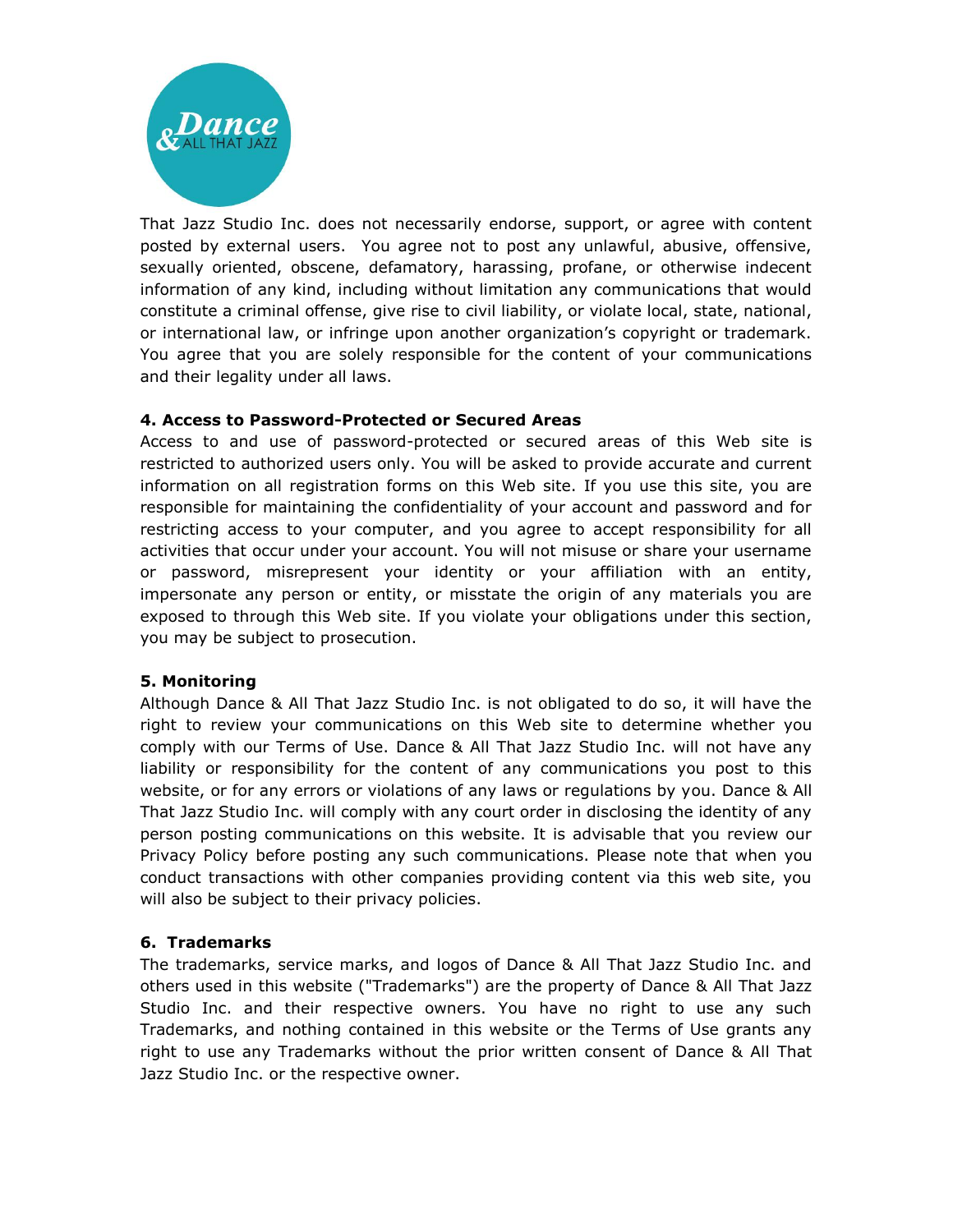That Jazz Studio Inc. does not necessarily endorse, support, or agree with content posted by external users. You agree not to post any unlawful, abusive, offensive, sexually oriented, obscene, defamatory, harassing, profane, or otherwise indecent information of any kind, including without limitation any communications that would constitute a criminal offense, give rise to civil liability, or violate local, state, national, or international law, or infringe upon another organization's copyright or trademark. You agree that you are solely responsible for the content of your communications and their legality under all laws.

**4. Access to Password-Protected or Secured Areas**

Access to and use of password-protected or secured areas of this Web site is restricted to authorized users only. You will be asked to provide accurate and current information on all registration forms on this Web site. If you use this site, you are responsible for maintaining the confidentiality of your account and password and for restricting access to your computer, and you agree to accept responsibility for all activities that occur under your account. You will not misuse or share your username or password, misrepresent your identity or your affiliation with an entity, impersonate any person or entity, or misstate the origin of any materials you are exposed to through this Web site. If you violate your obligations under this section, you may be subject to prosecution.

**5. Monitoring**

Although Dance & All That Jazz Studio Inc. is not obligated to do so, it will have the right to review your communications on this Web site to determine whether you comply with our Terms of Use. Dance & All That Jazz Studio Inc. will not have any liability or responsibility for the content of any communications you post to this website, or for any errors or violations of any laws or regulations by you. Dance & All That Jazz Studio Inc. will comply with any court order in disclosing the identity of any person posting communications on this website. It is advisable that you review our Privacy Policy before posting any such communications. Please note that when you conduct transactions with other companies providing content via this web site, you will also be subject to their privacy policies.

**6. Trademarks**

The trademarks, service marks, and logos of Dance & All That Jazz Studio Inc. and others used in this website ("Trademarks") are the property of Dance & All That Jazz Studio Inc. and their respective owners. You have no right to use any such Trademarks, and nothing contained in this website or the Terms of Use grants any right to use any Trademarks without the prior written consent of Dance & All That Jazz Studio Inc. or the respective owner.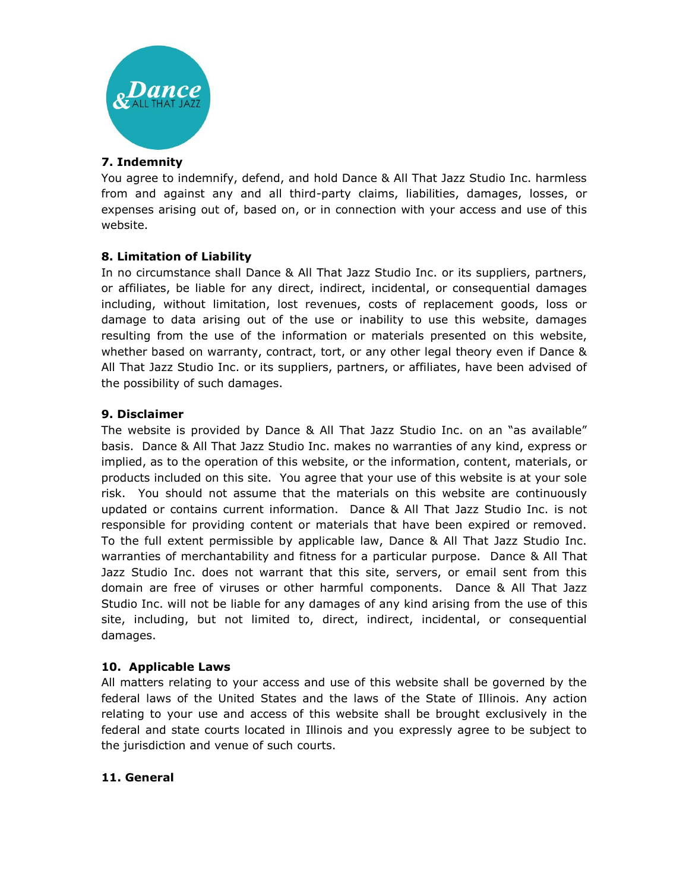### 7. Indemnity

You agree to indemnify, defend, and hold Dance & All That Jazz Studio Inc. harmless from and against any and all third-party claims, liabilities, damages, losses, or expenses arising out of, based on, or in connection with your access and use of this website.

### 8. Limitation of Liability

In no circumstance shall Dance & All That Jazz Studio Inc. or its suppliers, partners, or affiliates, be liable for any direct, indirect, incidental, or consequential damages including, without limitation, lost revenues, costs of replacement goods, loss or damage to data arising out of the use or inability to use this website, damages resulting from the use of the information or materials presented on this website, whether based on warranty, contract, tort, or any other legal theory even if Dance & All That Jazz Studio Inc. or its suppliers, partners, or affiliates, have been advised of the possibility of such damages.

### 9. Disclaimer

The website is provided by Dance & All That Jazz Studio Inc. on an "as available" basis. Dance & All That Jazz Studio Inc. makes no warranties of any kind, express or implied, as to the operation of this website, or the information, content, materials, or products included on this site. You agree that your use of this website is at your sole risk. You should not assume that the materials on this website are continuously updated or contains current information. Dance & All That Jazz Studio Inc. is not responsible for providing content or materials that have been expired or removed. To the full extent permissible by applicable law, Dance & All That Jazz Studio Inc. warranties of merchantability and fitness for a particular purpose. Dance & All That Jazz Studio Inc. does not warrant that this site, servers, or email sent from this domain are free of viruses or other harmful components. Dance & All That Jazz Studio Inc. will not be liable for any damages of any kind arising from the use of this site, including, but not limited to, direct, indirect, incidental, or consequential damages.

### 10. Applicable Laws

All matters relating to your access and use of this website shall be governed by the federal laws of the United States and the laws of the State of Illinois. Any action relating to your use and access of this website shall be brought exclusively in the federal and state courts located in Illinois and you expressly agree to be subject to the jurisdiction and venue of such courts.

### 11. General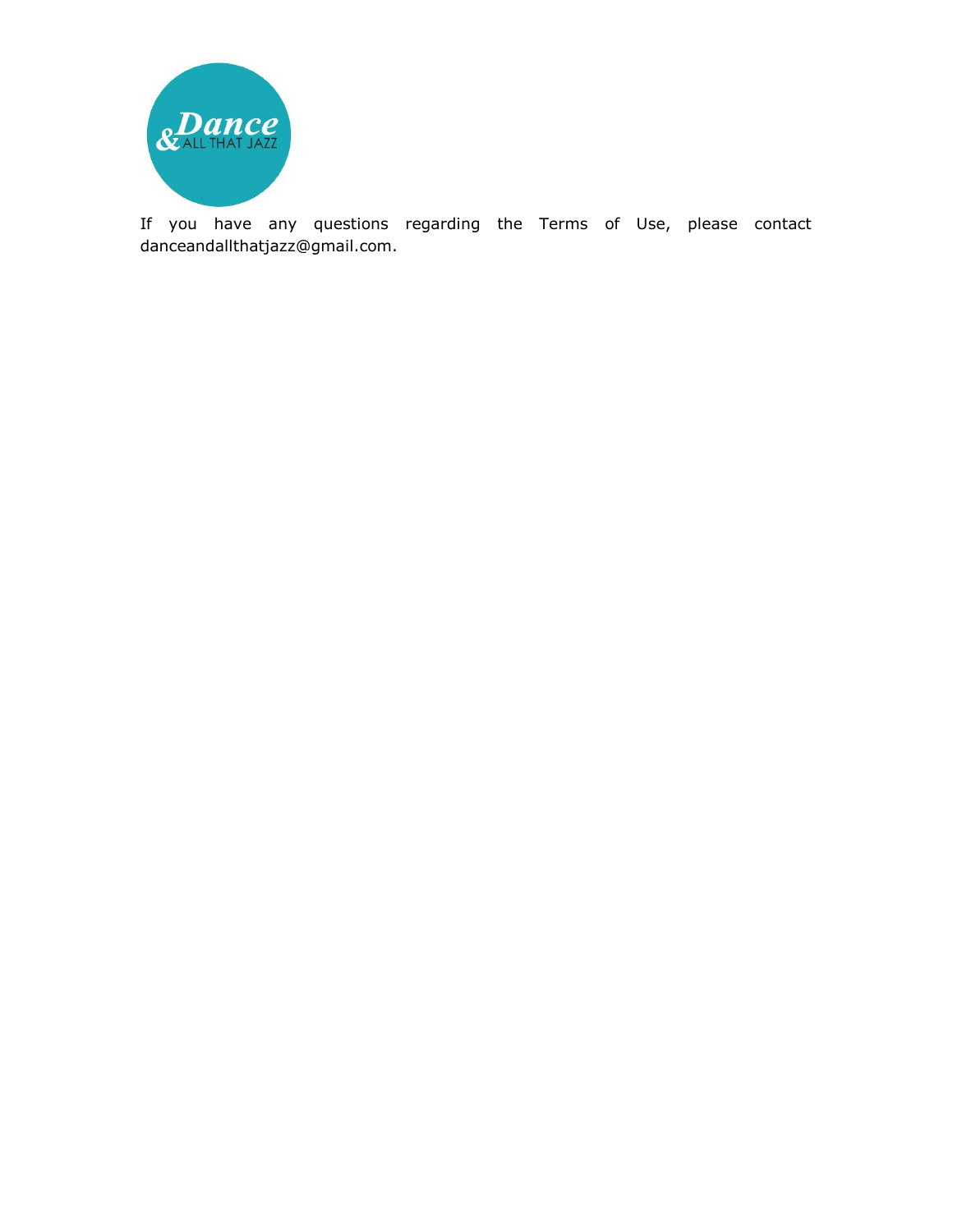If you have any questions regarding the Terms of Use, please contact danceandallthatjazz@gmail.com.